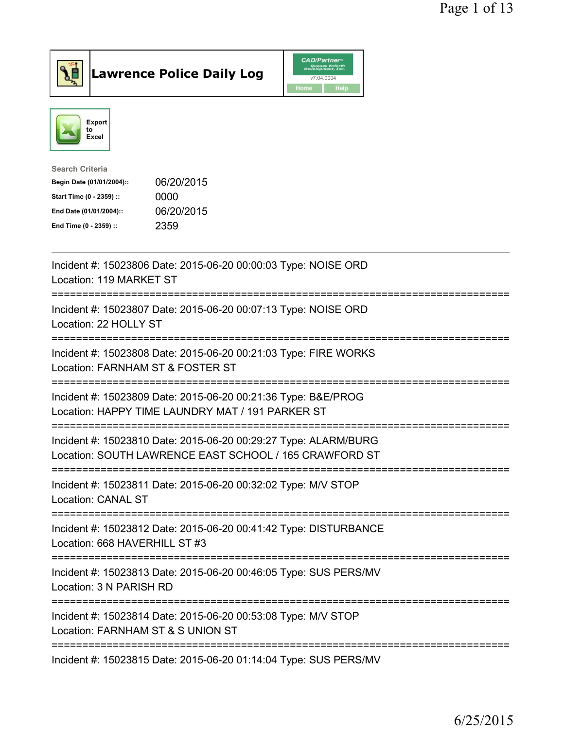# Lawrence Police Daily Log

Export to Excel

**Search Criteria**

| | |
|---|---|
| Begin Date (01/01/2004):: | 06/20/2015 |
| Start Time (0 - 2359) :: | 0000 |
| End Date (01/01/2004):: | 06/20/2015 |
| End Time (0 - 2359) :: | 2359 |

---

Incident #: 15023806 Date: 2015-06-20 00:00:03 Type: NOISE ORD
Location: 119 MARKET ST

===========================================================================

Incident #: 15023807 Date: 2015-06-20 00:07:13 Type: NOISE ORD
Location: 22 HOLLY ST

===========================================================================

Incident #: 15023808 Date: 2015-06-20 00:21:03 Type: FIRE WORKS
Location: FARNHAM ST & FOSTER ST

===========================================================================

Incident #: 15023809 Date: 2015-06-20 00:21:36 Type: B&E/PROG
Location: HAPPY TIME LAUNDRY MAT / 191 PARKER ST

===========================================================================

Incident #: 15023810 Date: 2015-06-20 00:29:27 Type: ALARM/BURG
Location: SOUTH LAWRENCE EAST SCHOOL / 165 CRAWFORD ST

===========================================================================

Incident #: 15023811 Date: 2015-06-20 00:32:02 Type: M/V STOP
Location: CANAL ST

===========================================================================

Incident #: 15023812 Date: 2015-06-20 00:41:42 Type: DISTURBANCE
Location: 668 HAVERHILL ST #3

===========================================================================

Incident #: 15023813 Date: 2015-06-20 00:46:05 Type: SUS PERS/MV
Location: 3 N PARISH RD

===========================================================================

Incident #: 15023814 Date: 2015-06-20 00:53:08 Type: M/V STOP
Location: FARNHAM ST & S UNION ST

===========================================================================

Incident #: 15023815 Date: 2015-06-20 01:14:04 Type: SUS PERS/MV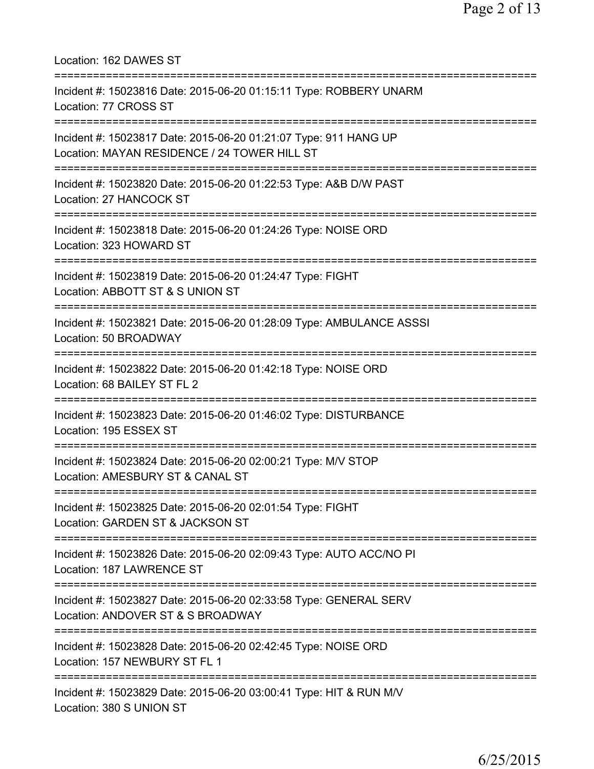Location: 162 DAWES ST

===========================================================================

Incident #: 15023816 Date: 2015-06-20 01:15:11 Type: ROBBERY UNARM
Location: 77 CROSS ST

===========================================================================

Incident #: 15023817 Date: 2015-06-20 01:21:07 Type: 911 HANG UP
Location: MAYAN RESIDENCE / 24 TOWER HILL ST

===========================================================================

Incident #: 15023820 Date: 2015-06-20 01:22:53 Type: A&B D/W PAST
Location: 27 HANCOCK ST

===========================================================================

Incident #: 15023818 Date: 2015-06-20 01:24:26 Type: NOISE ORD
Location: 323 HOWARD ST

===========================================================================

Incident #: 15023819 Date: 2015-06-20 01:24:47 Type: FIGHT
Location: ABBOTT ST & S UNION ST

===========================================================================

Incident #: 15023821 Date: 2015-06-20 01:28:09 Type: AMBULANCE ASSSI
Location: 50 BROADWAY

===========================================================================

Incident #: 15023822 Date: 2015-06-20 01:42:18 Type: NOISE ORD
Location: 68 BAILEY ST FL 2

===========================================================================

Incident #: 15023823 Date: 2015-06-20 01:46:02 Type: DISTURBANCE
Location: 195 ESSEX ST

===========================================================================

Incident #: 15023824 Date: 2015-06-20 02:00:21 Type: M/V STOP
Location: AMESBURY ST & CANAL ST

===========================================================================

Incident #: 15023825 Date: 2015-06-20 02:01:54 Type: FIGHT
Location: GARDEN ST & JACKSON ST

===========================================================================

Incident #: 15023826 Date: 2015-06-20 02:09:43 Type: AUTO ACC/NO PI
Location: 187 LAWRENCE ST

===========================================================================

Incident #: 15023827 Date: 2015-06-20 02:33:58 Type: GENERAL SERV
Location: ANDOVER ST & S BROADWAY

===========================================================================

Incident #: 15023828 Date: 2015-06-20 02:42:45 Type: NOISE ORD
Location: 157 NEWBURY ST FL 1

===========================================================================

Incident #: 15023829 Date: 2015-06-20 03:00:41 Type: HIT & RUN M/V
Location: 380 S UNION ST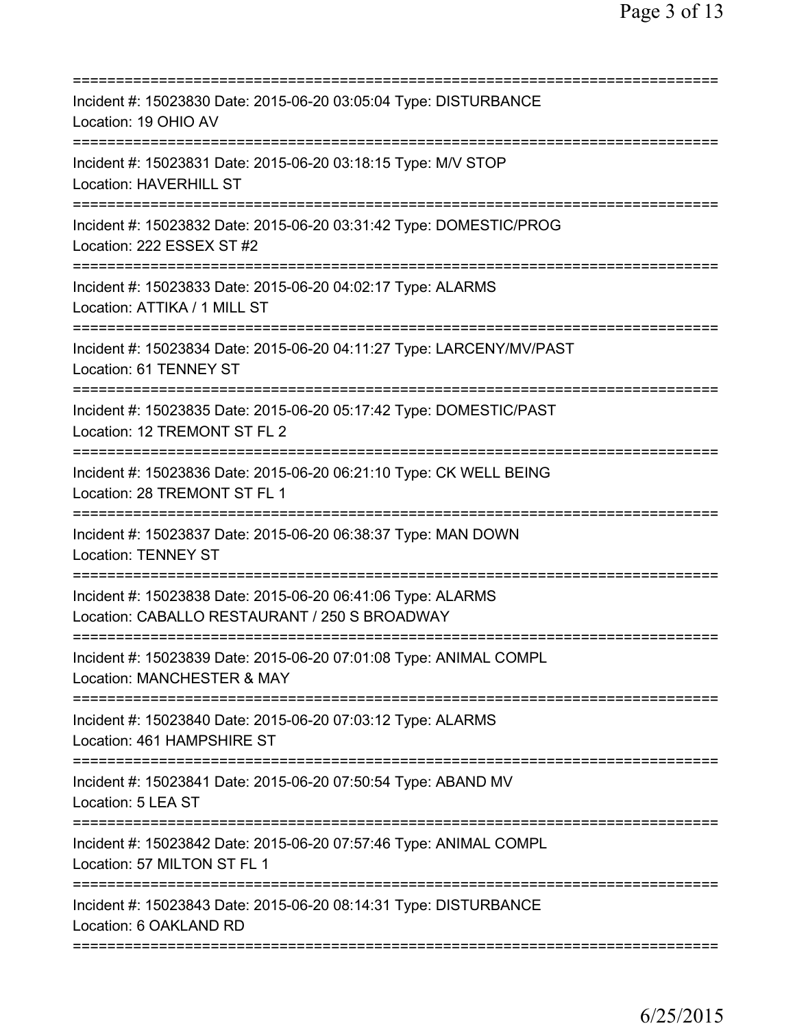===========================================================================
Incident #: 15023830 Date: 2015-06-20 03:05:04 Type: DISTURBANCE
Location: 19 OHIO AV
===========================================================================
Incident #: 15023831 Date: 2015-06-20 03:18:15 Type: M/V STOP
Location: HAVERHILL ST
===========================================================================
Incident #: 15023832 Date: 2015-06-20 03:31:42 Type: DOMESTIC/PROG
Location: 222 ESSEX ST #2
===========================================================================
Incident #: 15023833 Date: 2015-06-20 04:02:17 Type: ALARMS
Location: ATTIKA / 1 MILL ST
===========================================================================
Incident #: 15023834 Date: 2015-06-20 04:11:27 Type: LARCENY/MV/PAST
Location: 61 TENNEY ST
===========================================================================
Incident #: 15023835 Date: 2015-06-20 05:17:42 Type: DOMESTIC/PAST
Location: 12 TREMONT ST FL 2
===========================================================================
Incident #: 15023836 Date: 2015-06-20 06:21:10 Type: CK WELL BEING
Location: 28 TREMONT ST FL 1
===========================================================================
Incident #: 15023837 Date: 2015-06-20 06:38:37 Type: MAN DOWN
Location: TENNEY ST
===========================================================================
Incident #: 15023838 Date: 2015-06-20 06:41:06 Type: ALARMS
Location: CABALLO RESTAURANT / 250 S BROADWAY
===========================================================================
Incident #: 15023839 Date: 2015-06-20 07:01:08 Type: ANIMAL COMPL
Location: MANCHESTER & MAY
===========================================================================
Incident #: 15023840 Date: 2015-06-20 07:03:12 Type: ALARMS
Location: 461 HAMPSHIRE ST
===========================================================================
Incident #: 15023841 Date: 2015-06-20 07:50:54 Type: ABAND MV
Location: 5 LEA ST
===========================================================================
Incident #: 15023842 Date: 2015-06-20 07:57:46 Type: ANIMAL COMPL
Location: 57 MILTON ST FL 1
===========================================================================
Incident #: 15023843 Date: 2015-06-20 08:14:31 Type: DISTURBANCE
Location: 6 OAKLAND RD
===========================================================================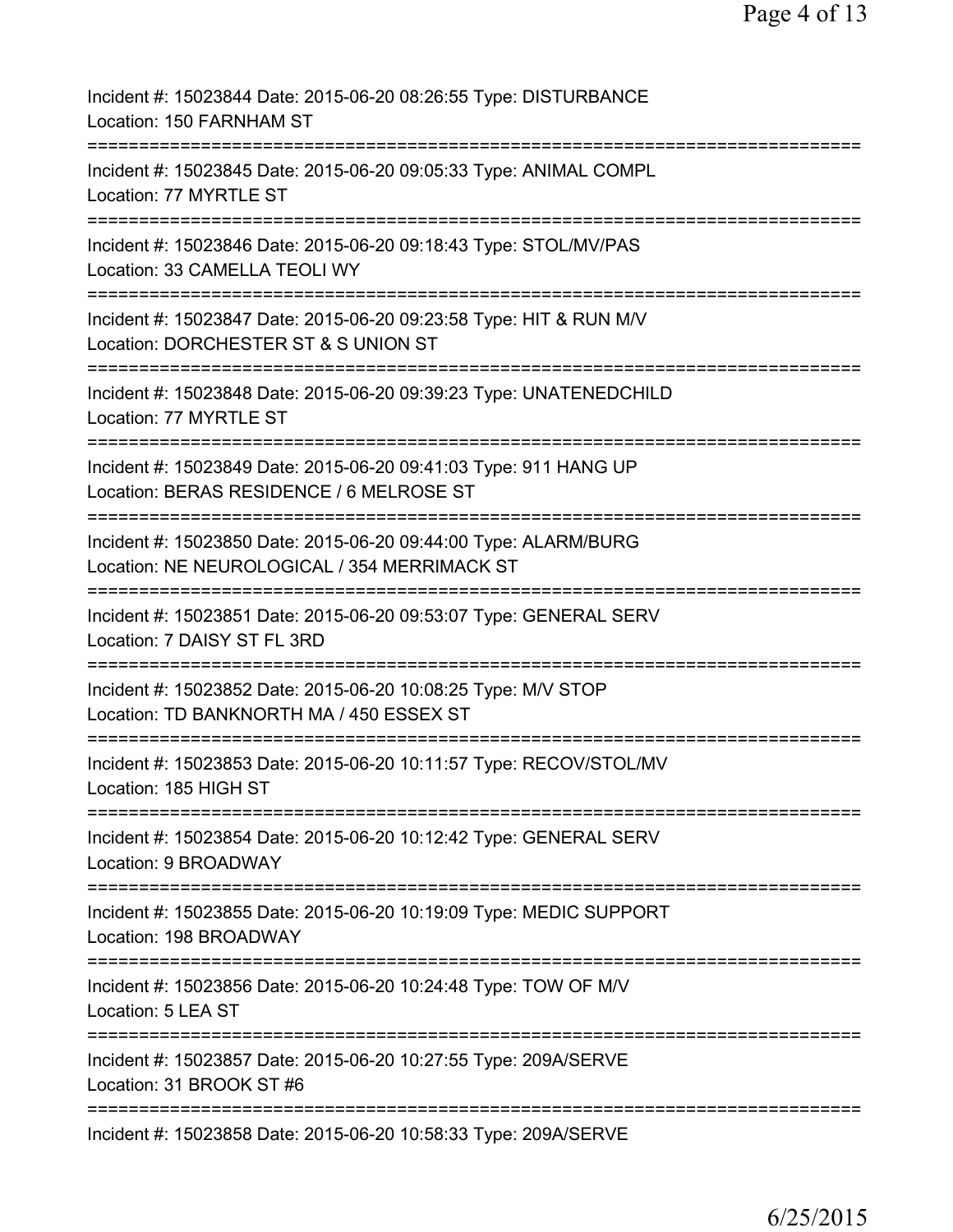Incident #: 15023844 Date: 2015-06-20 08:26:55 Type: DISTURBANCE
Location: 150 FARNHAM ST

===========================================================================

Incident #: 15023845 Date: 2015-06-20 09:05:33 Type: ANIMAL COMPL
Location: 77 MYRTLE ST

===========================================================================

Incident #: 15023846 Date: 2015-06-20 09:18:43 Type: STOL/MV/PAS
Location: 33 CAMELLA TEOLI WY

===========================================================================

Incident #: 15023847 Date: 2015-06-20 09:23:58 Type: HIT & RUN M/V
Location: DORCHESTER ST & S UNION ST

===========================================================================

Incident #: 15023848 Date: 2015-06-20 09:39:23 Type: UNATENEDCHILD
Location: 77 MYRTLE ST

===========================================================================

Incident #: 15023849 Date: 2015-06-20 09:41:03 Type: 911 HANG UP
Location: BERAS RESIDENCE / 6 MELROSE ST

===========================================================================

Incident #: 15023850 Date: 2015-06-20 09:44:00 Type: ALARM/BURG
Location: NE NEUROLOGICAL / 354 MERRIMACK ST

===========================================================================

Incident #: 15023851 Date: 2015-06-20 09:53:07 Type: GENERAL SERV
Location: 7 DAISY ST FL 3RD

===========================================================================

Incident #: 15023852 Date: 2015-06-20 10:08:25 Type: M/V STOP
Location: TD BANKNORTH MA / 450 ESSEX ST

===========================================================================

Incident #: 15023853 Date: 2015-06-20 10:11:57 Type: RECOV/STOL/MV
Location: 185 HIGH ST

===========================================================================

Incident #: 15023854 Date: 2015-06-20 10:12:42 Type: GENERAL SERV
Location: 9 BROADWAY

===========================================================================

Incident #: 15023855 Date: 2015-06-20 10:19:09 Type: MEDIC SUPPORT
Location: 198 BROADWAY

===========================================================================

Incident #: 15023856 Date: 2015-06-20 10:24:48 Type: TOW OF M/V
Location: 5 LEA ST

===========================================================================

Incident #: 15023857 Date: 2015-06-20 10:27:55 Type: 209A/SERVE
Location: 31 BROOK ST #6

===========================================================================

Incident #: 15023858 Date: 2015-06-20 10:58:33 Type: 209A/SERVE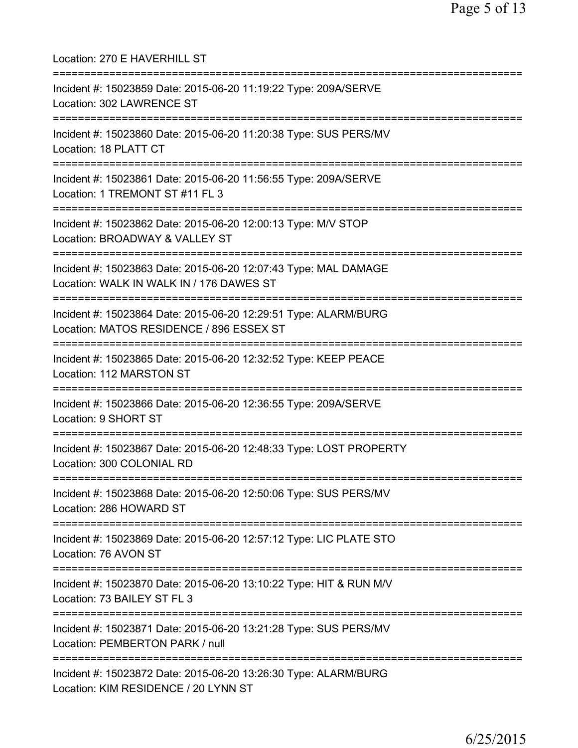Location: 270 E HAVERHILL ST

===========================================================================

Incident #: 15023859 Date: 2015-06-20 11:19:22 Type: 209A/SERVE
Location: 302 LAWRENCE ST

===========================================================================

Incident #: 15023860 Date: 2015-06-20 11:20:38 Type: SUS PERS/MV
Location: 18 PLATT CT

===========================================================================

Incident #: 15023861 Date: 2015-06-20 11:56:55 Type: 209A/SERVE
Location: 1 TREMONT ST #11 FL 3

===========================================================================

Incident #: 15023862 Date: 2015-06-20 12:00:13 Type: M/V STOP
Location: BROADWAY & VALLEY ST

===========================================================================

Incident #: 15023863 Date: 2015-06-20 12:07:43 Type: MAL DAMAGE
Location: WALK IN WALK IN / 176 DAWES ST

===========================================================================

Incident #: 15023864 Date: 2015-06-20 12:29:51 Type: ALARM/BURG
Location: MATOS RESIDENCE / 896 ESSEX ST

===========================================================================

Incident #: 15023865 Date: 2015-06-20 12:32:52 Type: KEEP PEACE
Location: 112 MARSTON ST

===========================================================================

Incident #: 15023866 Date: 2015-06-20 12:36:55 Type: 209A/SERVE
Location: 9 SHORT ST

===========================================================================

Incident #: 15023867 Date: 2015-06-20 12:48:33 Type: LOST PROPERTY
Location: 300 COLONIAL RD

===========================================================================

Incident #: 15023868 Date: 2015-06-20 12:50:06 Type: SUS PERS/MV
Location: 286 HOWARD ST

===========================================================================

Incident #: 15023869 Date: 2015-06-20 12:57:12 Type: LIC PLATE STO
Location: 76 AVON ST

===========================================================================

Incident #: 15023870 Date: 2015-06-20 13:10:22 Type: HIT & RUN M/V
Location: 73 BAILEY ST FL 3

===========================================================================

Incident #: 15023871 Date: 2015-06-20 13:21:28 Type: SUS PERS/MV
Location: PEMBERTON PARK / null

===========================================================================

Incident #: 15023872 Date: 2015-06-20 13:26:30 Type: ALARM/BURG
Location: KIM RESIDENCE / 20 LYNN ST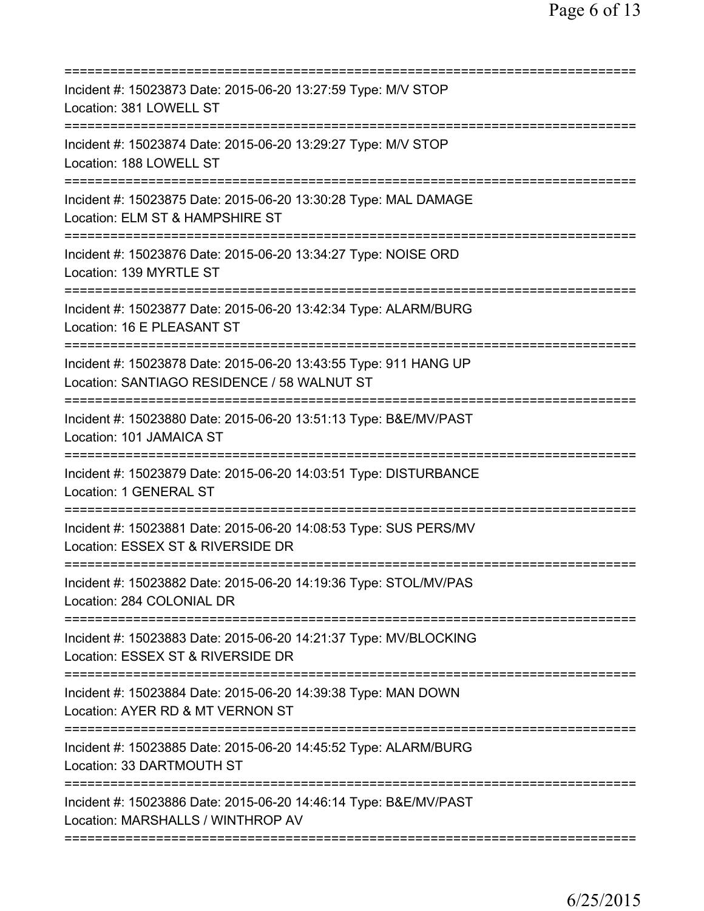===========================================================================
Incident #: 15023873 Date: 2015-06-20 13:27:59 Type: M/V STOP
Location: 381 LOWELL ST
===========================================================================
Incident #: 15023874 Date: 2015-06-20 13:29:27 Type: M/V STOP
Location: 188 LOWELL ST
===========================================================================
Incident #: 15023875 Date: 2015-06-20 13:30:28 Type: MAL DAMAGE
Location: ELM ST & HAMPSHIRE ST
===========================================================================
Incident #: 15023876 Date: 2015-06-20 13:34:27 Type: NOISE ORD
Location: 139 MYRTLE ST
===========================================================================
Incident #: 15023877 Date: 2015-06-20 13:42:34 Type: ALARM/BURG
Location: 16 E PLEASANT ST
===========================================================================
Incident #: 15023878 Date: 2015-06-20 13:43:55 Type: 911 HANG UP
Location: SANTIAGO RESIDENCE / 58 WALNUT ST
===========================================================================
Incident #: 15023880 Date: 2015-06-20 13:51:13 Type: B&E/MV/PAST
Location: 101 JAMAICA ST
===========================================================================
Incident #: 15023879 Date: 2015-06-20 14:03:51 Type: DISTURBANCE
Location: 1 GENERAL ST
===========================================================================
Incident #: 15023881 Date: 2015-06-20 14:08:53 Type: SUS PERS/MV
Location: ESSEX ST & RIVERSIDE DR
===========================================================================
Incident #: 15023882 Date: 2015-06-20 14:19:36 Type: STOL/MV/PAS
Location: 284 COLONIAL DR
===========================================================================
Incident #: 15023883 Date: 2015-06-20 14:21:37 Type: MV/BLOCKING
Location: ESSEX ST & RIVERSIDE DR
===========================================================================
Incident #: 15023884 Date: 2015-06-20 14:39:38 Type: MAN DOWN
Location: AYER RD & MT VERNON ST
===========================================================================
Incident #: 15023885 Date: 2015-06-20 14:45:52 Type: ALARM/BURG
Location: 33 DARTMOUTH ST
===========================================================================
Incident #: 15023886 Date: 2015-06-20 14:46:14 Type: B&E/MV/PAST
Location: MARSHALLS / WINTHROP AV
===========================================================================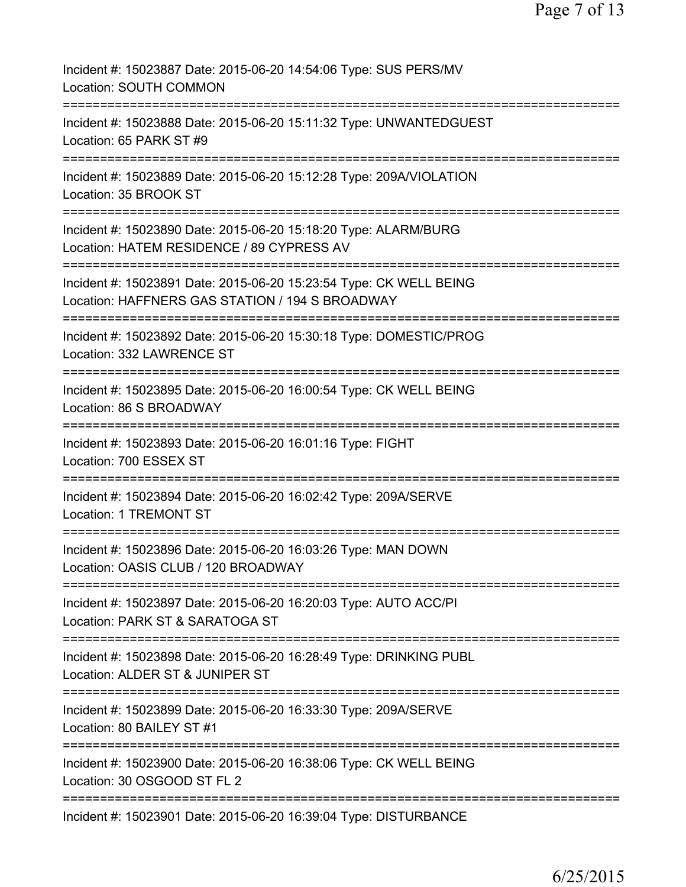Incident #: 15023887 Date: 2015-06-20 14:54:06 Type: SUS PERS/MV
Location: SOUTH COMMON

===========================================================================

Incident #: 15023888 Date: 2015-06-20 15:11:32 Type: UNWANTEDGUEST
Location: 65 PARK ST #9

===========================================================================

Incident #: 15023889 Date: 2015-06-20 15:12:28 Type: 209A/VIOLATION
Location: 35 BROOK ST

===========================================================================

Incident #: 15023890 Date: 2015-06-20 15:18:20 Type: ALARM/BURG
Location: HATEM RESIDENCE / 89 CYPRESS AV

===========================================================================

Incident #: 15023891 Date: 2015-06-20 15:23:54 Type: CK WELL BEING
Location: HAFFNERS GAS STATION / 194 S BROADWAY

===========================================================================

Incident #: 15023892 Date: 2015-06-20 15:30:18 Type: DOMESTIC/PROG
Location: 332 LAWRENCE ST

===========================================================================

Incident #: 15023895 Date: 2015-06-20 16:00:54 Type: CK WELL BEING
Location: 86 S BROADWAY

===========================================================================

Incident #: 15023893 Date: 2015-06-20 16:01:16 Type: FIGHT
Location: 700 ESSEX ST

===========================================================================

Incident #: 15023894 Date: 2015-06-20 16:02:42 Type: 209A/SERVE
Location: 1 TREMONT ST

===========================================================================

Incident #: 15023896 Date: 2015-06-20 16:03:26 Type: MAN DOWN
Location: OASIS CLUB / 120 BROADWAY

===========================================================================

Incident #: 15023897 Date: 2015-06-20 16:20:03 Type: AUTO ACC/PI
Location: PARK ST & SARATOGA ST

===========================================================================

Incident #: 15023898 Date: 2015-06-20 16:28:49 Type: DRINKING PUBL
Location: ALDER ST & JUNIPER ST

===========================================================================

Incident #: 15023899 Date: 2015-06-20 16:33:30 Type: 209A/SERVE
Location: 80 BAILEY ST #1

===========================================================================

Incident #: 15023900 Date: 2015-06-20 16:38:06 Type: CK WELL BEING
Location: 30 OSGOOD ST FL 2

===========================================================================

Incident #: 15023901 Date: 2015-06-20 16:39:04 Type: DISTURBANCE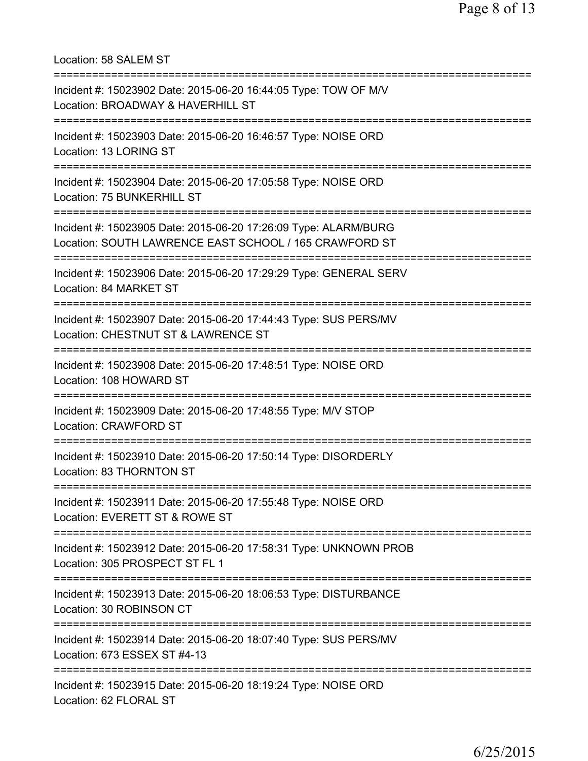Location: 58 SALEM ST

===========================================================================

Incident #: 15023902 Date: 2015-06-20 16:44:05 Type: TOW OF M/V
Location: BROADWAY & HAVERHILL ST

===========================================================================

Incident #: 15023903 Date: 2015-06-20 16:46:57 Type: NOISE ORD
Location: 13 LORING ST

===========================================================================

Incident #: 15023904 Date: 2015-06-20 17:05:58 Type: NOISE ORD
Location: 75 BUNKERHILL ST

===========================================================================

Incident #: 15023905 Date: 2015-06-20 17:26:09 Type: ALARM/BURG
Location: SOUTH LAWRENCE EAST SCHOOL / 165 CRAWFORD ST

===========================================================================

Incident #: 15023906 Date: 2015-06-20 17:29:29 Type: GENERAL SERV
Location: 84 MARKET ST

===========================================================================

Incident #: 15023907 Date: 2015-06-20 17:44:43 Type: SUS PERS/MV
Location: CHESTNUT ST & LAWRENCE ST

===========================================================================

Incident #: 15023908 Date: 2015-06-20 17:48:51 Type: NOISE ORD
Location: 108 HOWARD ST

===========================================================================

Incident #: 15023909 Date: 2015-06-20 17:48:55 Type: M/V STOP
Location: CRAWFORD ST

===========================================================================

Incident #: 15023910 Date: 2015-06-20 17:50:14 Type: DISORDERLY
Location: 83 THORNTON ST

===========================================================================

Incident #: 15023911 Date: 2015-06-20 17:55:48 Type: NOISE ORD
Location: EVERETT ST & ROWE ST

===========================================================================

Incident #: 15023912 Date: 2015-06-20 17:58:31 Type: UNKNOWN PROB
Location: 305 PROSPECT ST FL 1

===========================================================================

Incident #: 15023913 Date: 2015-06-20 18:06:53 Type: DISTURBANCE
Location: 30 ROBINSON CT

===========================================================================

Incident #: 15023914 Date: 2015-06-20 18:07:40 Type: SUS PERS/MV
Location: 673 ESSEX ST #4-13

===========================================================================

Incident #: 15023915 Date: 2015-06-20 18:19:24 Type: NOISE ORD
Location: 62 FLORAL ST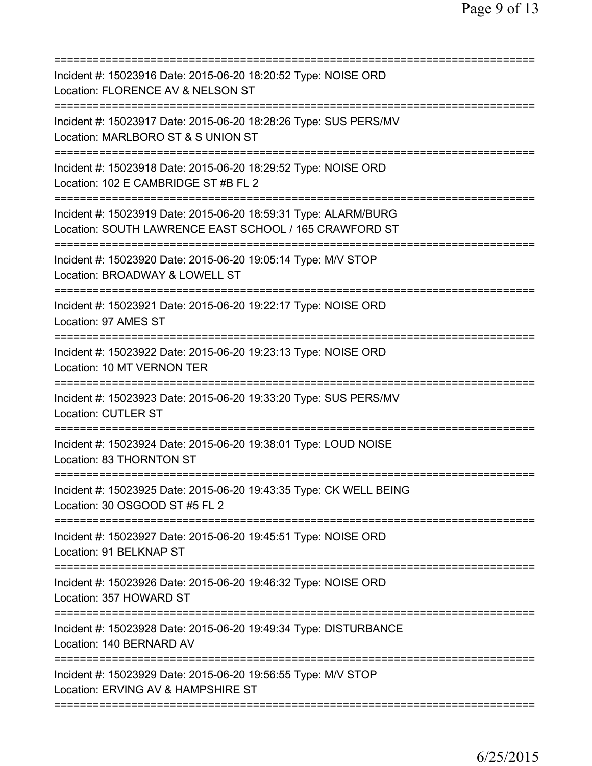===========================================================================
Incident #: 15023916 Date: 2015-06-20 18:20:52 Type: NOISE ORD
Location: FLORENCE AV & NELSON ST
===========================================================================
Incident #: 15023917 Date: 2015-06-20 18:28:26 Type: SUS PERS/MV
Location: MARLBORO ST & S UNION ST
===========================================================================
Incident #: 15023918 Date: 2015-06-20 18:29:52 Type: NOISE ORD
Location: 102 E CAMBRIDGE ST #B FL 2
===========================================================================
Incident #: 15023919 Date: 2015-06-20 18:59:31 Type: ALARM/BURG
Location: SOUTH LAWRENCE EAST SCHOOL / 165 CRAWFORD ST
===========================================================================
Incident #: 15023920 Date: 2015-06-20 19:05:14 Type: M/V STOP
Location: BROADWAY & LOWELL ST
===========================================================================
Incident #: 15023921 Date: 2015-06-20 19:22:17 Type: NOISE ORD
Location: 97 AMES ST
===========================================================================
Incident #: 15023922 Date: 2015-06-20 19:23:13 Type: NOISE ORD
Location: 10 MT VERNON TER
===========================================================================
Incident #: 15023923 Date: 2015-06-20 19:33:20 Type: SUS PERS/MV
Location: CUTLER ST
===========================================================================
Incident #: 15023924 Date: 2015-06-20 19:38:01 Type: LOUD NOISE
Location: 83 THORNTON ST
===========================================================================
Incident #: 15023925 Date: 2015-06-20 19:43:35 Type: CK WELL BEING
Location: 30 OSGOOD ST #5 FL 2
===========================================================================
Incident #: 15023927 Date: 2015-06-20 19:45:51 Type: NOISE ORD
Location: 91 BELKNAP ST
===========================================================================
Incident #: 15023926 Date: 2015-06-20 19:46:32 Type: NOISE ORD
Location: 357 HOWARD ST
===========================================================================
Incident #: 15023928 Date: 2015-06-20 19:49:34 Type: DISTURBANCE
Location: 140 BERNARD AV
===========================================================================
Incident #: 15023929 Date: 2015-06-20 19:56:55 Type: M/V STOP
Location: ERVING AV & HAMPSHIRE ST
===========================================================================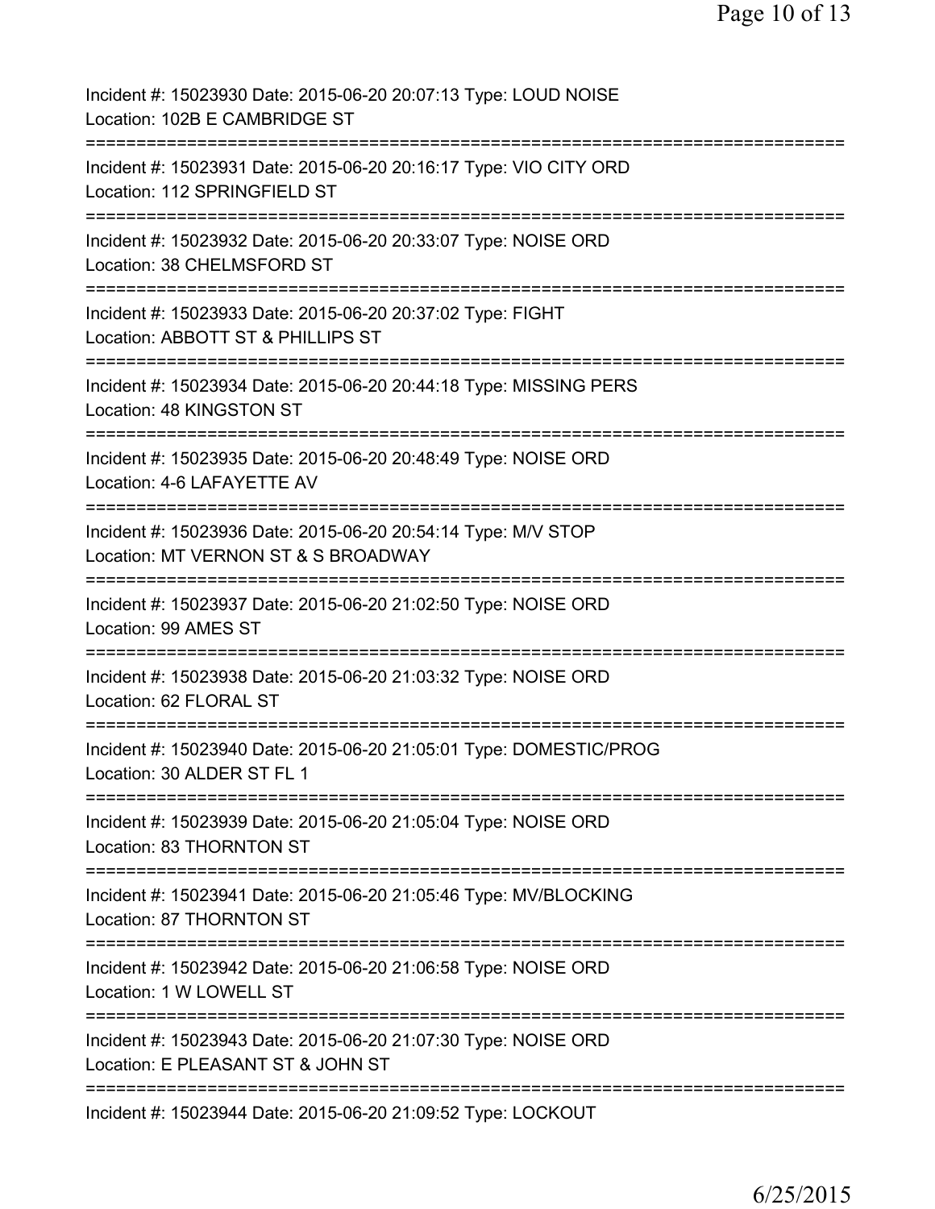Incident #: 15023930 Date: 2015-06-20 20:07:13 Type: LOUD NOISE
Location: 102B E CAMBRIDGE ST

===========================================================================

Incident #: 15023931 Date: 2015-06-20 20:16:17 Type: VIO CITY ORD
Location: 112 SPRINGFIELD ST

===========================================================================

Incident #: 15023932 Date: 2015-06-20 20:33:07 Type: NOISE ORD
Location: 38 CHELMSFORD ST

===========================================================================

Incident #: 15023933 Date: 2015-06-20 20:37:02 Type: FIGHT
Location: ABBOTT ST & PHILLIPS ST

===========================================================================

Incident #: 15023934 Date: 2015-06-20 20:44:18 Type: MISSING PERS
Location: 48 KINGSTON ST

===========================================================================

Incident #: 15023935 Date: 2015-06-20 20:48:49 Type: NOISE ORD
Location: 4-6 LAFAYETTE AV

===========================================================================

Incident #: 15023936 Date: 2015-06-20 20:54:14 Type: M/V STOP
Location: MT VERNON ST & S BROADWAY

===========================================================================

Incident #: 15023937 Date: 2015-06-20 21:02:50 Type: NOISE ORD
Location: 99 AMES ST

===========================================================================

Incident #: 15023938 Date: 2015-06-20 21:03:32 Type: NOISE ORD
Location: 62 FLORAL ST

===========================================================================

Incident #: 15023940 Date: 2015-06-20 21:05:01 Type: DOMESTIC/PROG
Location: 30 ALDER ST FL 1

===========================================================================

Incident #: 15023939 Date: 2015-06-20 21:05:04 Type: NOISE ORD
Location: 83 THORNTON ST

===========================================================================

Incident #: 15023941 Date: 2015-06-20 21:05:46 Type: MV/BLOCKING
Location: 87 THORNTON ST

===========================================================================

Incident #: 15023942 Date: 2015-06-20 21:06:58 Type: NOISE ORD
Location: 1 W LOWELL ST

===========================================================================

Incident #: 15023943 Date: 2015-06-20 21:07:30 Type: NOISE ORD
Location: E PLEASANT ST & JOHN ST

===========================================================================

Incident #: 15023944 Date: 2015-06-20 21:09:52 Type: LOCKOUT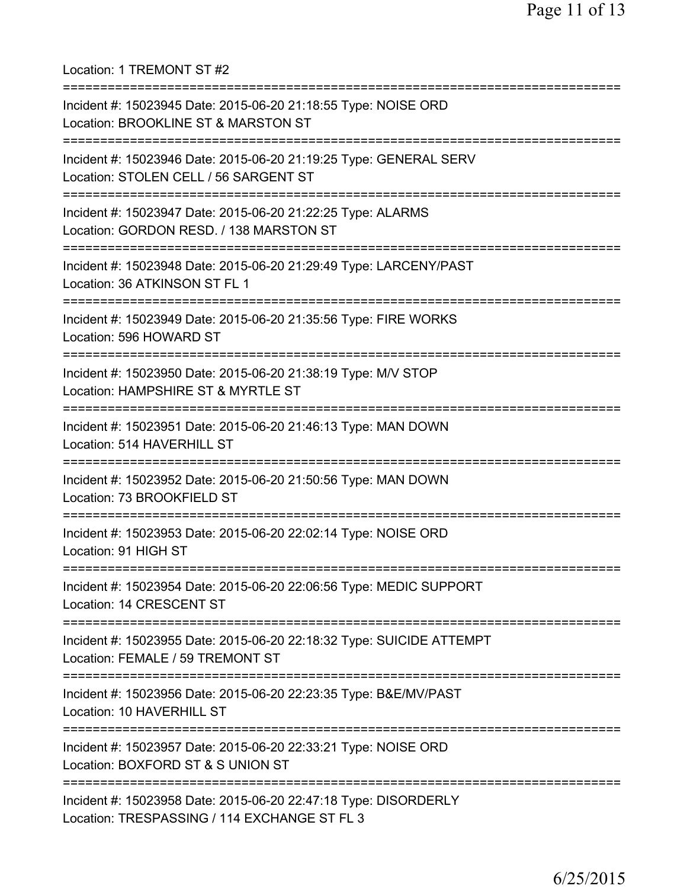Location: 1 TREMONT ST #2

===========================================================================

Incident #: 15023945 Date: 2015-06-20 21:18:55 Type: NOISE ORD
Location: BROOKLINE ST & MARSTON ST

===========================================================================

Incident #: 15023946 Date: 2015-06-20 21:19:25 Type: GENERAL SERV
Location: STOLEN CELL / 56 SARGENT ST

===========================================================================

Incident #: 15023947 Date: 2015-06-20 21:22:25 Type: ALARMS
Location: GORDON RESD. / 138 MARSTON ST

===========================================================================

Incident #: 15023948 Date: 2015-06-20 21:29:49 Type: LARCENY/PAST
Location: 36 ATKINSON ST FL 1

===========================================================================

Incident #: 15023949 Date: 2015-06-20 21:35:56 Type: FIRE WORKS
Location: 596 HOWARD ST

===========================================================================

Incident #: 15023950 Date: 2015-06-20 21:38:19 Type: M/V STOP
Location: HAMPSHIRE ST & MYRTLE ST

===========================================================================

Incident #: 15023951 Date: 2015-06-20 21:46:13 Type: MAN DOWN
Location: 514 HAVERHILL ST

===========================================================================

Incident #: 15023952 Date: 2015-06-20 21:50:56 Type: MAN DOWN
Location: 73 BROOKFIELD ST

===========================================================================

Incident #: 15023953 Date: 2015-06-20 22:02:14 Type: NOISE ORD
Location: 91 HIGH ST

===========================================================================

Incident #: 15023954 Date: 2015-06-20 22:06:56 Type: MEDIC SUPPORT
Location: 14 CRESCENT ST

===========================================================================

Incident #: 15023955 Date: 2015-06-20 22:18:32 Type: SUICIDE ATTEMPT
Location: FEMALE / 59 TREMONT ST

===========================================================================

Incident #: 15023956 Date: 2015-06-20 22:23:35 Type: B&E/MV/PAST
Location: 10 HAVERHILL ST

===========================================================================

Incident #: 15023957 Date: 2015-06-20 22:33:21 Type: NOISE ORD
Location: BOXFORD ST & S UNION ST

===========================================================================

Incident #: 15023958 Date: 2015-06-20 22:47:18 Type: DISORDERLY
Location: TRESPASSING / 114 EXCHANGE ST FL 3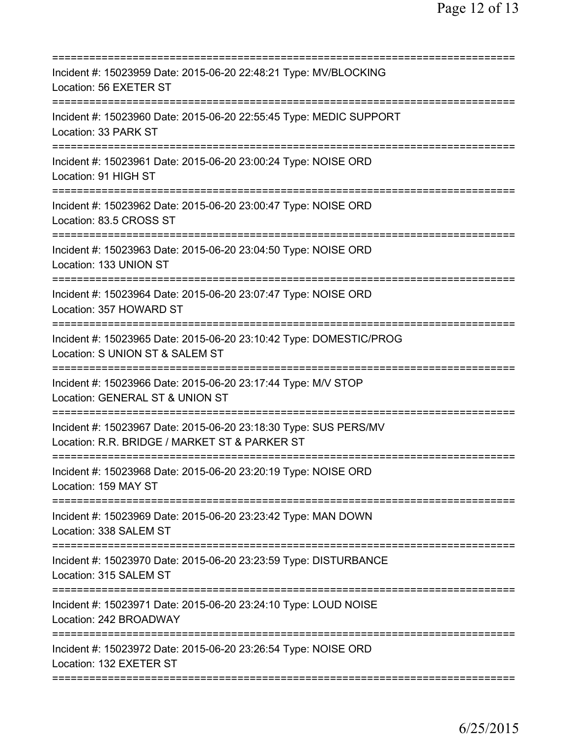Incident #: 15023959 Date: 2015-06-20 22:48:21 Type: MV/BLOCKING
Location: 56 EXETER ST

Incident #: 15023960 Date: 2015-06-20 22:55:45 Type: MEDIC SUPPORT
Location: 33 PARK ST

Incident #: 15023961 Date: 2015-06-20 23:00:24 Type: NOISE ORD
Location: 91 HIGH ST

Incident #: 15023962 Date: 2015-06-20 23:00:47 Type: NOISE ORD
Location: 83.5 CROSS ST

Incident #: 15023963 Date: 2015-06-20 23:04:50 Type: NOISE ORD
Location: 133 UNION ST

Incident #: 15023964 Date: 2015-06-20 23:07:47 Type: NOISE ORD
Location: 357 HOWARD ST

Incident #: 15023965 Date: 2015-06-20 23:10:42 Type: DOMESTIC/PROG
Location: S UNION ST & SALEM ST

Incident #: 15023966 Date: 2015-06-20 23:17:44 Type: M/V STOP
Location: GENERAL ST & UNION ST

Incident #: 15023967 Date: 2015-06-20 23:18:30 Type: SUS PERS/MV
Location: R.R. BRIDGE / MARKET ST & PARKER ST

Incident #: 15023968 Date: 2015-06-20 23:20:19 Type: NOISE ORD
Location: 159 MAY ST

Incident #: 15023969 Date: 2015-06-20 23:23:42 Type: MAN DOWN
Location: 338 SALEM ST

Incident #: 15023970 Date: 2015-06-20 23:23:59 Type: DISTURBANCE
Location: 315 SALEM ST

Incident #: 15023971 Date: 2015-06-20 23:24:10 Type: LOUD NOISE
Location: 242 BROADWAY

Incident #: 15023972 Date: 2015-06-20 23:26:54 Type: NOISE ORD
Location: 132 EXETER ST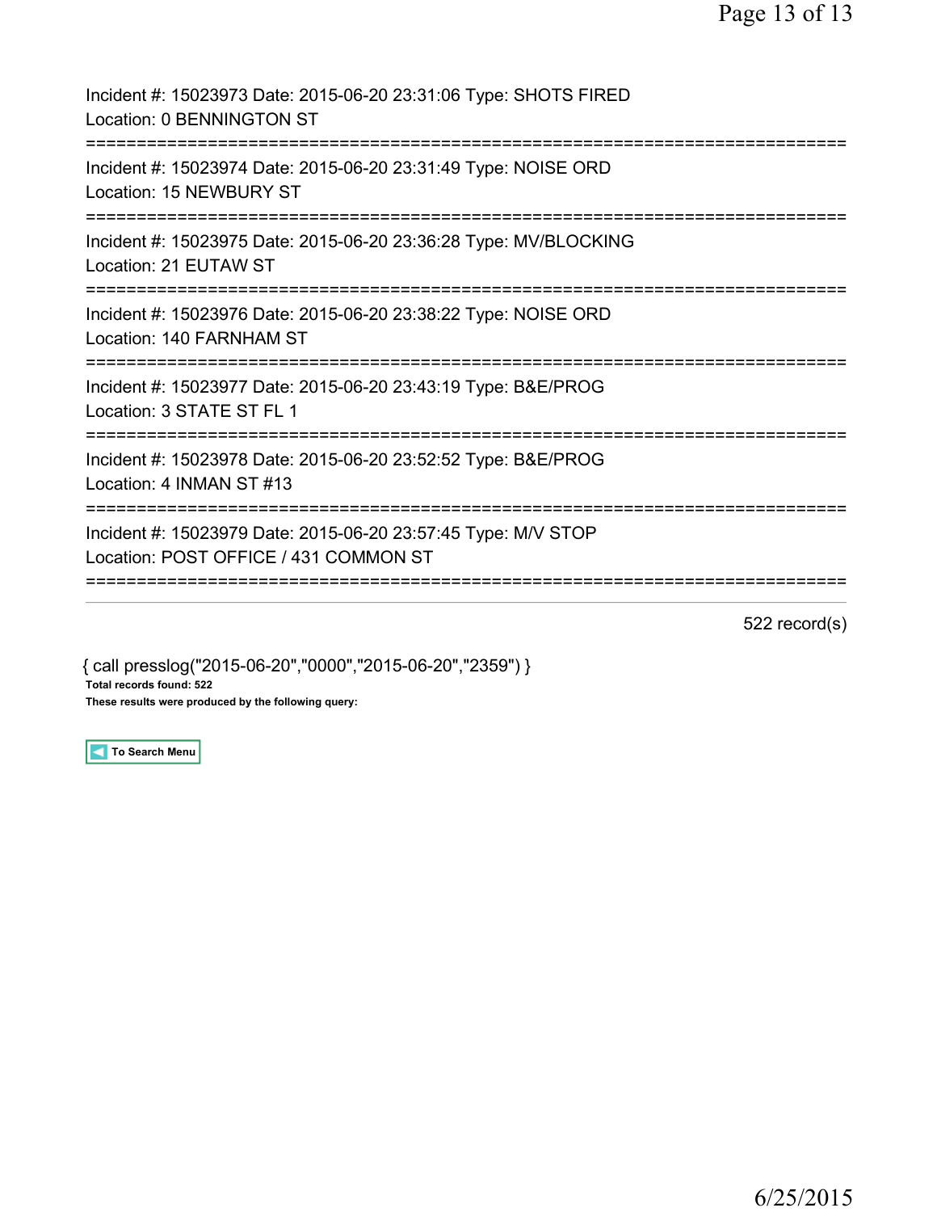Incident #: 15023973 Date: 2015-06-20 23:31:06 Type: SHOTS FIRED
Location: 0 BENNINGTON ST

===========================================================================

Incident #: 15023974 Date: 2015-06-20 23:31:49 Type: NOISE ORD
Location: 15 NEWBURY ST

===========================================================================

Incident #: 15023975 Date: 2015-06-20 23:36:28 Type: MV/BLOCKING
Location: 21 EUTAW ST

===========================================================================

Incident #: 15023976 Date: 2015-06-20 23:38:22 Type: NOISE ORD
Location: 140 FARNHAM ST

===========================================================================

Incident #: 15023977 Date: 2015-06-20 23:43:19 Type: B&E/PROG
Location: 3 STATE ST FL 1

===========================================================================

Incident #: 15023978 Date: 2015-06-20 23:52:52 Type: B&E/PROG
Location: 4 INMAN ST #13

===========================================================================

Incident #: 15023979 Date: 2015-06-20 23:57:45 Type: M/V STOP
Location: POST OFFICE / 431 COMMON ST

===========================================================================

522 record(s)

{ call presslog("2015-06-20","0000","2015-06-20","2359") }

**Total records found: 522**

**These results were produced by the following query:**

To Search Menu